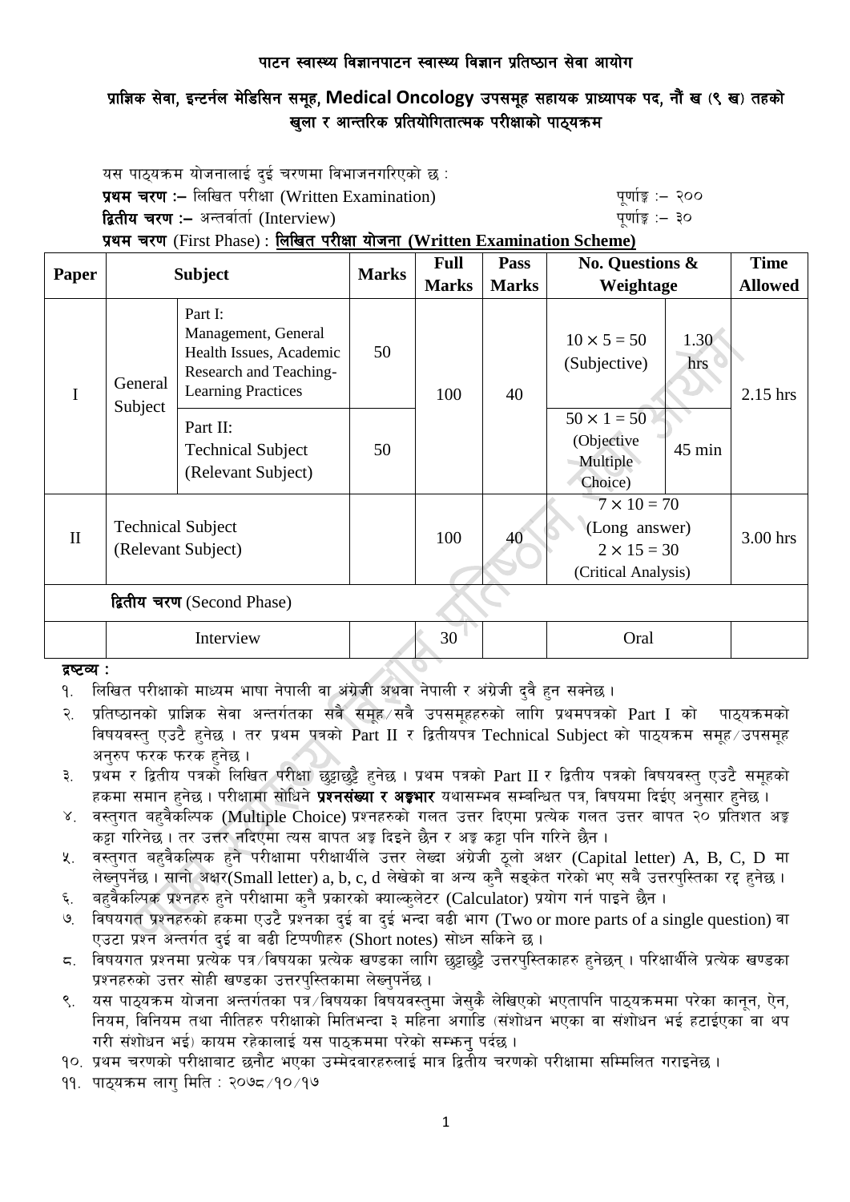# पाटन स्वास्थ्य विज्ञानपाटन स्वास्थ्य विज्ञान प्रतिष्ठान सेवा आयोग

## प्राज्ञिक सेवा, इन्टर्नल मेडिसिन समूह, Medical Oncology उपसमूह सहायक प्राध्यापक पद, नौं ख (९ ख) तहको खुला र आन्तरिक प्रतियोगितात्मक परीक्षाको पाठ्यक्रम

यस पाठ्यक्रम योजनालाई दुई चरणमा विभाजनगरिएको छ :

**प्रथम चरण :–** लिखित परीक्षा (Written Examination) पूर्णाङ्क :– २००

**द्वितीय चरण :–** अन्तर्वार्ता (Interview) पूर्णाङ्क :– ३०

**प्रथम चरण** (First Phase) : **लिखित परीक्षा योजना (Written Examination Scheme)**

| Paper | Subject | | Marks | Full Marks | Pass Marks | No. Questions & Weightage | | Time Allowed |
|---|---|---|---|---|---|---|---|---|
| I | General Subject | Part I: Management, General Health Issues, Academic Research and Teaching-Learning Practices | 50 | 100 | 40 | 10 × 5 = 50 (Subjective) | 1.30 hrs | 2.15 hrs |
| | | Part II: Technical Subject (Relevant Subject) | 50 | | | 50 × 1 = 50 (Objective Multiple Choice) | 45 min | |
| II | Technical Subject (Relevant Subject) | | | 100 | 40 | 7 × 10 = 70 (Long answer) 2 × 15 = 30 (Critical Analysis) | | 3.00 hrs |
| **द्वितीय चरण** (Second Phase) | | | | | | | | |
| | Interview | | | 30 | | Oral | | |

**द्रष्टव्य :**

१. लिखित परीक्षाको माध्यम भाषा नेपाली वा अंग्रेजी अथवा नेपाली र अंग्रेजी दुवै हुन सक्नेछ ।

२. प्रतिष्ठानको प्राज्ञिक सेवा अन्तर्गतका सवै समूह⁄सवै उपसमूहहरुको लागि प्रथमपत्रको Part I को पाठ्यक्रमको विषयवस्तु एउटै हुनेछ । तर प्रथम पत्रको Part II र द्वितीयपत्र Technical Subject को पाठ्यक्रम समूह⁄उपसमूह अनुरुप फरक फरक हुनेछ ।

३. प्रथम र द्वितीय पत्रको लिखित परीक्षा छुट्टाछुट्टै हुनेछ । प्रथम पत्रको Part II र द्वितीय पत्रको विषयवस्तु एउटै समूहको हकमा समान हुनेछ । परीक्षामा सोधिने **प्रश्नसंख्या र अङ्कभार** यथासम्भव सम्बन्धित पत्र, विषयमा दिईए अनुसार हुनेछ ।

४. वस्तुगत बहुवैकल्पिक (Multiple Choice) प्रश्नहरुको गलत उत्तर दिएमा प्रत्येक गलत उत्तर बापत २० प्रतिशत अङ्क कट्टा गरिनेछ । तर उत्तर नदिएमा त्यस बापत अङ्क दिइने छैन र अङ्क कट्टा पनि गरिने छैन ।

५. वस्तुगत बहुवैकल्पिक हुने परीक्षामा परीक्षार्थीले उत्तर लेख्दा अंग्रेजी ठूलो अक्षर (Capital letter) A, B, C, D मा लेख्नुपर्नेछ । सानो अक्षर(Small letter) a, b, c, d लेखेको वा अन्य कुनै सङ्केत गरेको भए सबै उत्तरपुस्तिका रद्द हुनेछ ।

६. बहुवैकल्पिक प्रश्नहरु हुने परीक्षामा कुनै प्रकारको क्याल्कुलेटर (Calculator) प्रयोग गर्न पाइने छैन ।

७. विषयगत प्रश्नहरुको हकमा एउटै प्रश्नका दुई वा दुई भन्दा बढी भाग (Two or more parts of a single question) वा एउटा प्रश्न अन्तर्गत दुई वा बढी टिप्पणीहरु (Short notes) सोध्न सकिने छ ।

८. विषयगत प्रश्नमा प्रत्येक पत्र⁄विषयका प्रत्येक खण्डका लागि छुट्टाछुट्टै उत्तरपुस्तिकाहरु हुनेछन् । परिक्षार्थीले प्रत्येक खण्डका प्रश्नहरुको उत्तर सोही खण्डका उत्तरपुस्तिकामा लेख्नुपर्नेछ ।

९. यस पाठ्यक्रम योजना अन्तर्गतका पत्र⁄विषयका विषयवस्तुमा जेसुकै लेखिएको भएतापनि पाठ्यक्रममा परेका कानून, ऐन, नियम, विनियम तथा नीतिहरु परीक्षाको मितिभन्दा ३ महिना अगाडि (संशोधन भएका वा संशोधन भई हटाईएका वा थप गरी संशोधन भई) कायम रहेकालाई यस पाठ्क्रममा परेको सम्झनु पर्दछ ।

१०. प्रथम चरणको परीक्षाबाट छनौट भएका उम्मेदवारहरुलाई मात्र द्वितीय चरणको परीक्षामा सम्मिलित गराइनेछ ।

११. पाठ्यक्रम लागु मिति : २०७८⁄१०⁄१७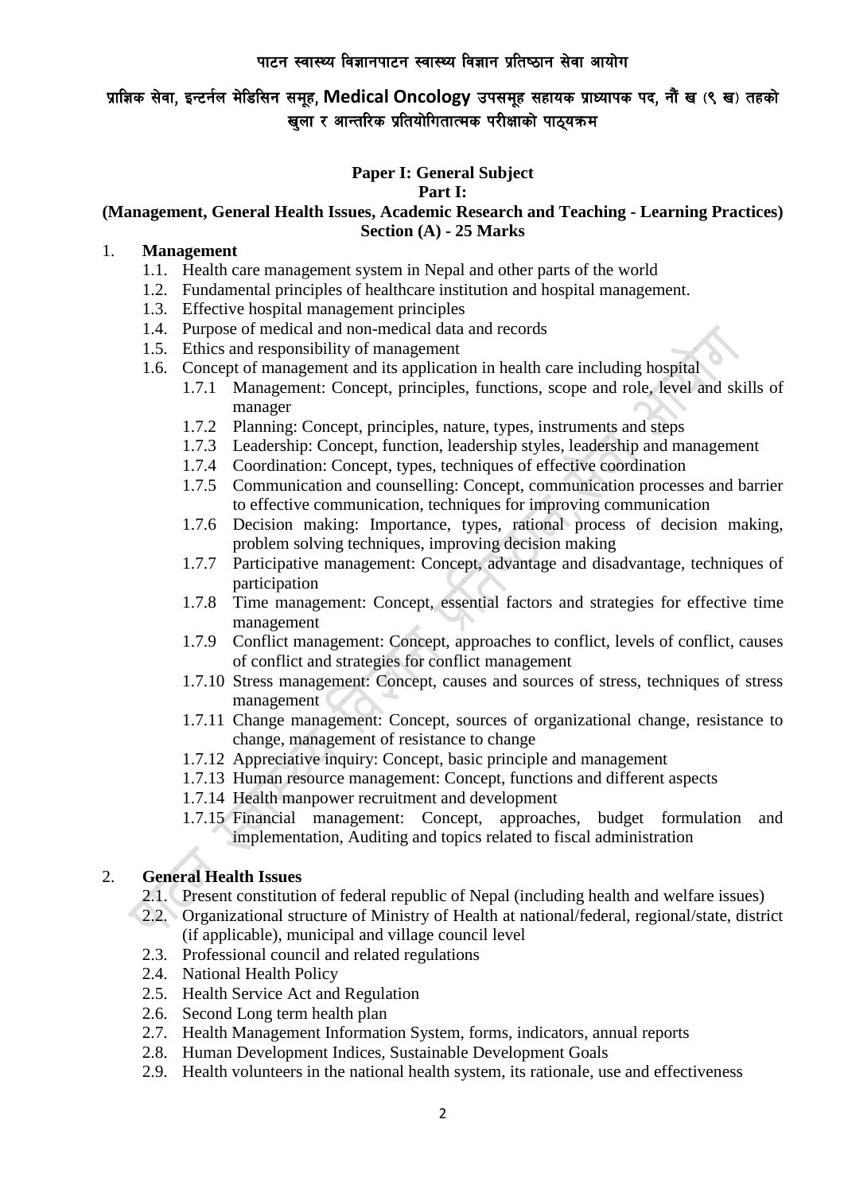पाटन स्वास्थ्य विज्ञानपाटन स्वास्थ्य विज्ञान प्रतिष्ठान सेवा आयोग

प्राज्ञिक सेवा, इन्टर्नल मेडिसिन समूह, **Medical Oncology** उपसमूह सहायक प्राध्यापक पद, नौं ख (९ ख) तहको खुला र आन्तरिक प्रतियोगितात्मक परीक्षाको पाठ्यक्रम

**Paper I: General Subject**

**Part I:**

**(Management, General Health Issues, Academic Research and Teaching - Learning Practices)**

**Section (A) - 25 Marks**

1. **Management**
   - 1.1. Health care management system in Nepal and other parts of the world
   - 1.2. Fundamental principles of healthcare institution and hospital management.
   - 1.3. Effective hospital management principles
   - 1.4. Purpose of medical and non-medical data and records
   - 1.5. Ethics and responsibility of management
   - 1.6. Concept of management and its application in health care including hospital
     - 1.7.1 Management: Concept, principles, functions, scope and role, level and skills of manager
     - 1.7.2 Planning: Concept, principles, nature, types, instruments and steps
     - 1.7.3 Leadership: Concept, function, leadership styles, leadership and management
     - 1.7.4 Coordination: Concept, types, techniques of effective coordination
     - 1.7.5 Communication and counselling: Concept, communication processes and barrier to effective communication, techniques for improving communication
     - 1.7.6 Decision making: Importance, types, rational process of decision making, problem solving techniques, improving decision making
     - 1.7.7 Participative management: Concept, advantage and disadvantage, techniques of participation
     - 1.7.8 Time management: Concept, essential factors and strategies for effective time management
     - 1.7.9 Conflict management: Concept, approaches to conflict, levels of conflict, causes of conflict and strategies for conflict management
     - 1.7.10 Stress management: Concept, causes and sources of stress, techniques of stress management
     - 1.7.11 Change management: Concept, sources of organizational change, resistance to change, management of resistance to change
     - 1.7.12 Appreciative inquiry: Concept, basic principle and management
     - 1.7.13 Human resource management: Concept, functions and different aspects
     - 1.7.14 Health manpower recruitment and development
     - 1.7.15 Financial management: Concept, approaches, budget formulation and implementation, Auditing and topics related to fiscal administration

2. **General Health Issues**
   - 2.1. Present constitution of federal republic of Nepal (including health and welfare issues)
   - 2.2. Organizational structure of Ministry of Health at national/federal, regional/state, district (if applicable), municipal and village council level
   - 2.3. Professional council and related regulations
   - 2.4. National Health Policy
   - 2.5. Health Service Act and Regulation
   - 2.6. Second Long term health plan
   - 2.7. Health Management Information System, forms, indicators, annual reports
   - 2.8. Human Development Indices, Sustainable Development Goals
   - 2.9. Health volunteers in the national health system, its rationale, use and effectiveness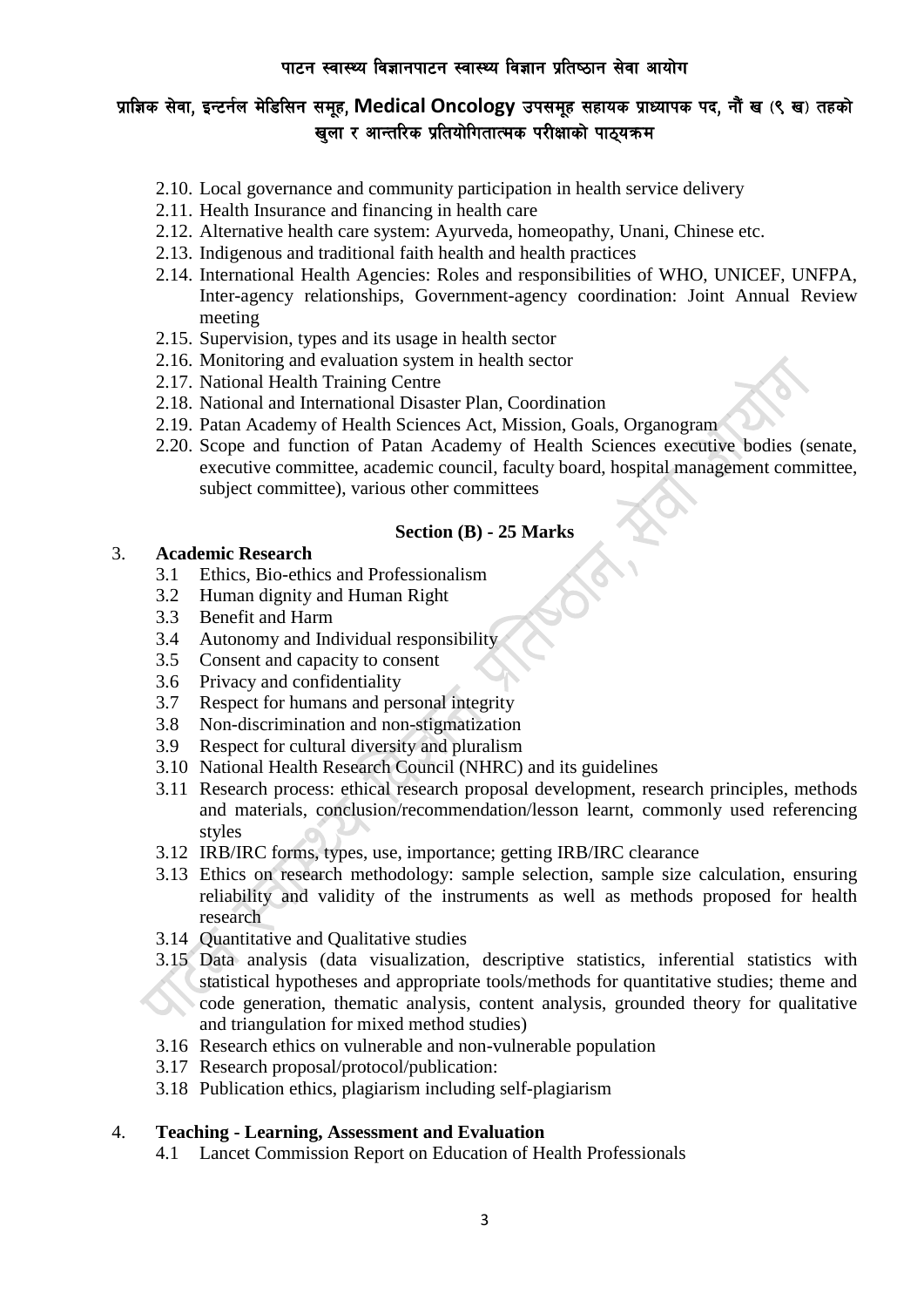- 2.10. Local governance and community participation in health service delivery
- 2.11. Health Insurance and financing in health care
- 2.12. Alternative health care system: Ayurveda, homeopathy, Unani, Chinese etc.
- 2.13. Indigenous and traditional faith health and health practices
- 2.14. International Health Agencies: Roles and responsibilities of WHO, UNICEF, UNFPA, Inter-agency relationships, Government-agency coordination: Joint Annual Review meeting
- 2.15. Supervision, types and its usage in health sector
- 2.16. Monitoring and evaluation system in health sector
- 2.17. National Health Training Centre
- 2.18. National and International Disaster Plan, Coordination
- 2.19. Patan Academy of Health Sciences Act, Mission, Goals, Organogram
- 2.20. Scope and function of Patan Academy of Health Sciences executive bodies (senate, executive committee, academic council, faculty board, hospital management committee, subject committee), various other committees

**Section (B) - 25 Marks**

3. **Academic Research**
   - 3.1 Ethics, Bio-ethics and Professionalism
   - 3.2 Human dignity and Human Right
   - 3.3 Benefit and Harm
   - 3.4 Autonomy and Individual responsibility
   - 3.5 Consent and capacity to consent
   - 3.6 Privacy and confidentiality
   - 3.7 Respect for humans and personal integrity
   - 3.8 Non-discrimination and non-stigmatization
   - 3.9 Respect for cultural diversity and pluralism
   - 3.10 National Health Research Council (NHRC) and its guidelines
   - 3.11 Research process: ethical research proposal development, research principles, methods and materials, conclusion/recommendation/lesson learnt, commonly used referencing styles
   - 3.12 IRB/IRC forms, types, use, importance; getting IRB/IRC clearance
   - 3.13 Ethics on research methodology: sample selection, sample size calculation, ensuring reliability and validity of the instruments as well as methods proposed for health research
   - 3.14 Quantitative and Qualitative studies
   - 3.15 Data analysis (data visualization, descriptive statistics, inferential statistics with statistical hypotheses and appropriate tools/methods for quantitative studies; theme and code generation, thematic analysis, content analysis, grounded theory for qualitative and triangulation for mixed method studies)
   - 3.16 Research ethics on vulnerable and non-vulnerable population
   - 3.17 Research proposal/protocol/publication:
   - 3.18 Publication ethics, plagiarism including self-plagiarism

4. **Teaching - Learning, Assessment and Evaluation**
   - 4.1 Lancet Commission Report on Education of Health Professionals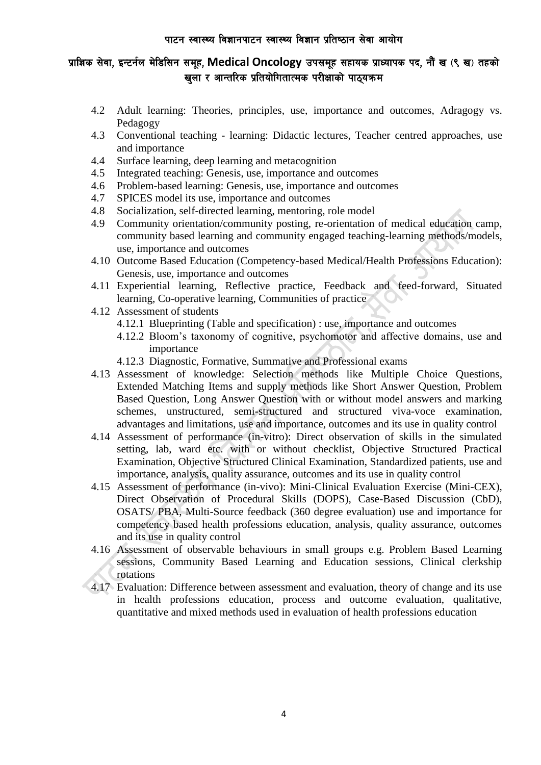- 4.2 Adult learning: Theories, principles, use, importance and outcomes, Adragogy vs. Pedagogy
- 4.3 Conventional teaching - learning: Didactic lectures, Teacher centred approaches, use and importance
- 4.4 Surface learning, deep learning and metacognition
- 4.5 Integrated teaching: Genesis, use, importance and outcomes
- 4.6 Problem-based learning: Genesis, use, importance and outcomes
- 4.7 SPICES model its use, importance and outcomes
- 4.8 Socialization, self-directed learning, mentoring, role model
- 4.9 Community orientation/community posting, re-orientation of medical education camp, community based learning and community engaged teaching-learning methods/models, use, importance and outcomes
- 4.10 Outcome Based Education (Competency-based Medical/Health Professions Education): Genesis, use, importance and outcomes
- 4.11 Experiential learning, Reflective practice, Feedback and feed-forward, Situated learning, Co-operative learning, Communities of practice
- 4.12 Assessment of students
  - 4.12.1 Blueprinting (Table and specification) : use, importance and outcomes
  - 4.12.2 Bloom's taxonomy of cognitive, psychomotor and affective domains, use and importance
  - 4.12.3 Diagnostic, Formative, Summative and Professional exams
- 4.13 Assessment of knowledge: Selection methods like Multiple Choice Questions, Extended Matching Items and supply methods like Short Answer Question, Problem Based Question, Long Answer Question with or without model answers and marking schemes, unstructured, semi-structured and structured viva-voce examination, advantages and limitations, use and importance, outcomes and its use in quality control
- 4.14 Assessment of performance (in-vitro): Direct observation of skills in the simulated setting, lab, ward etc. with or without checklist, Objective Structured Practical Examination, Objective Structured Clinical Examination, Standardized patients, use and importance, analysis, quality assurance, outcomes and its use in quality control
- 4.15 Assessment of performance (in-vivo): Mini-Clinical Evaluation Exercise (Mini-CEX), Direct Observation of Procedural Skills (DOPS), Case-Based Discussion (CbD), OSATS/ PBA, Multi-Source feedback (360 degree evaluation) use and importance for competency based health professions education, analysis, quality assurance, outcomes and its use in quality control
- 4.16 Assessment of observable behaviours in small groups e.g. Problem Based Learning sessions, Community Based Learning and Education sessions, Clinical clerkship rotations
- 4.17 Evaluation: Difference between assessment and evaluation, theory of change and its use in health professions education, process and outcome evaluation, qualitative, quantitative and mixed methods used in evaluation of health professions education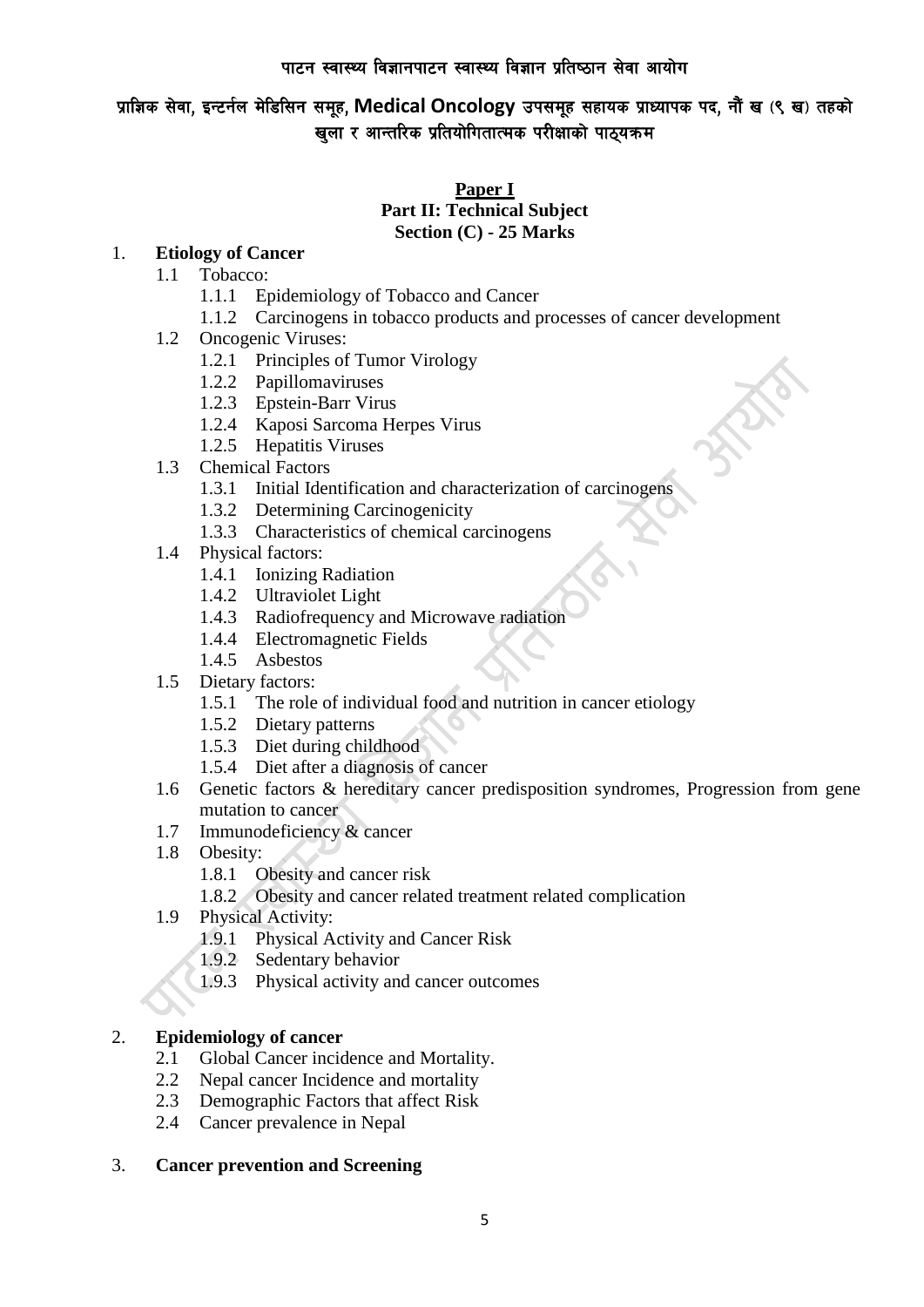पाटन स्वास्थ्य विज्ञानपाटन स्वास्थ्य विज्ञान प्रतिष्ठान सेवा आयोग

प्राज्ञिक सेवा, इन्टर्नल मेडिसिन समूह, **Medical Oncology** उपसमूह सहायक प्राध्यापक पद, नौं ख (९ ख) तहको खुला र आन्तरिक प्रतियोगितात्मक परीक्षाको पाठ्यक्रम

**Paper I**
**Part II: Technical Subject**
**Section (C) - 25 Marks**

1. **Etiology of Cancer**
   - 1.1 Tobacco:
     - 1.1.1 Epidemiology of Tobacco and Cancer
     - 1.1.2 Carcinogens in tobacco products and processes of cancer development
   - 1.2 Oncogenic Viruses:
     - 1.2.1 Principles of Tumor Virology
     - 1.2.2 Papillomaviruses
     - 1.2.3 Epstein-Barr Virus
     - 1.2.4 Kaposi Sarcoma Herpes Virus
     - 1.2.5 Hepatitis Viruses
   - 1.3 Chemical Factors
     - 1.3.1 Initial Identification and characterization of carcinogens
     - 1.3.2 Determining Carcinogenicity
     - 1.3.3 Characteristics of chemical carcinogens
   - 1.4 Physical factors:
     - 1.4.1 Ionizing Radiation
     - 1.4.2 Ultraviolet Light
     - 1.4.3 Radiofrequency and Microwave radiation
     - 1.4.4 Electromagnetic Fields
     - 1.4.5 Asbestos
   - 1.5 Dietary factors:
     - 1.5.1 The role of individual food and nutrition in cancer etiology
     - 1.5.2 Dietary patterns
     - 1.5.3 Diet during childhood
     - 1.5.4 Diet after a diagnosis of cancer
   - 1.6 Genetic factors & hereditary cancer predisposition syndromes, Progression from gene mutation to cancer
   - 1.7 Immunodeficiency & cancer
   - 1.8 Obesity:
     - 1.8.1 Obesity and cancer risk
     - 1.8.2 Obesity and cancer related treatment related complication
   - 1.9 Physical Activity:
     - 1.9.1 Physical Activity and Cancer Risk
     - 1.9.2 Sedentary behavior
     - 1.9.3 Physical activity and cancer outcomes

2. **Epidemiology of cancer**
   - 2.1 Global Cancer incidence and Mortality.
   - 2.2 Nepal cancer Incidence and mortality
   - 2.3 Demographic Factors that affect Risk
   - 2.4 Cancer prevalence in Nepal

3. **Cancer prevention and Screening**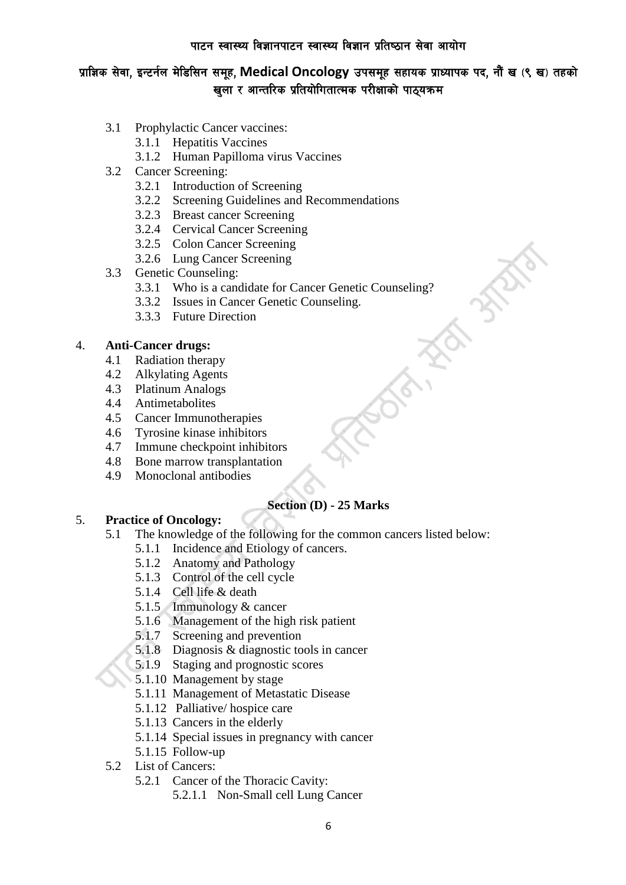- 3.1 Prophylactic Cancer vaccines:
    - 3.1.1 Hepatitis Vaccines
    - 3.1.2 Human Papilloma virus Vaccines
- 3.2 Cancer Screening:
    - 3.2.1 Introduction of Screening
    - 3.2.2 Screening Guidelines and Recommendations
    - 3.2.3 Breast cancer Screening
    - 3.2.4 Cervical Cancer Screening
    - 3.2.5 Colon Cancer Screening
    - 3.2.6 Lung Cancer Screening
- 3.3 Genetic Counseling:
    - 3.3.1 Who is a candidate for Cancer Genetic Counseling?
    - 3.3.2 Issues in Cancer Genetic Counseling.
    - 3.3.3 Future Direction

4. **Anti-Cancer drugs:**
    - 4.1 Radiation therapy
    - 4.2 Alkylating Agents
    - 4.3 Platinum Analogs
    - 4.4 Antimetabolites
    - 4.5 Cancer Immunotherapies
    - 4.6 Tyrosine kinase inhibitors
    - 4.7 Immune checkpoint inhibitors
    - 4.8 Bone marrow transplantation
    - 4.9 Monoclonal antibodies

**Section (D) - 25 Marks**

5. **Practice of Oncology:**
    - 5.1 The knowledge of the following for the common cancers listed below:
        - 5.1.1 Incidence and Etiology of cancers.
        - 5.1.2 Anatomy and Pathology
        - 5.1.3 Control of the cell cycle
        - 5.1.4 Cell life & death
        - 5.1.5 Immunology & cancer
        - 5.1.6 Management of the high risk patient
        - 5.1.7 Screening and prevention
        - 5.1.8 Diagnosis & diagnostic tools in cancer
        - 5.1.9 Staging and prognostic scores
        - 5.1.10 Management by stage
        - 5.1.11 Management of Metastatic Disease
        - 5.1.12 Palliative/ hospice care
        - 5.1.13 Cancers in the elderly
        - 5.1.14 Special issues in pregnancy with cancer
        - 5.1.15 Follow-up
    - 5.2 List of Cancers:
        - 5.2.1 Cancer of the Thoracic Cavity:
            - 5.2.1.1 Non-Small cell Lung Cancer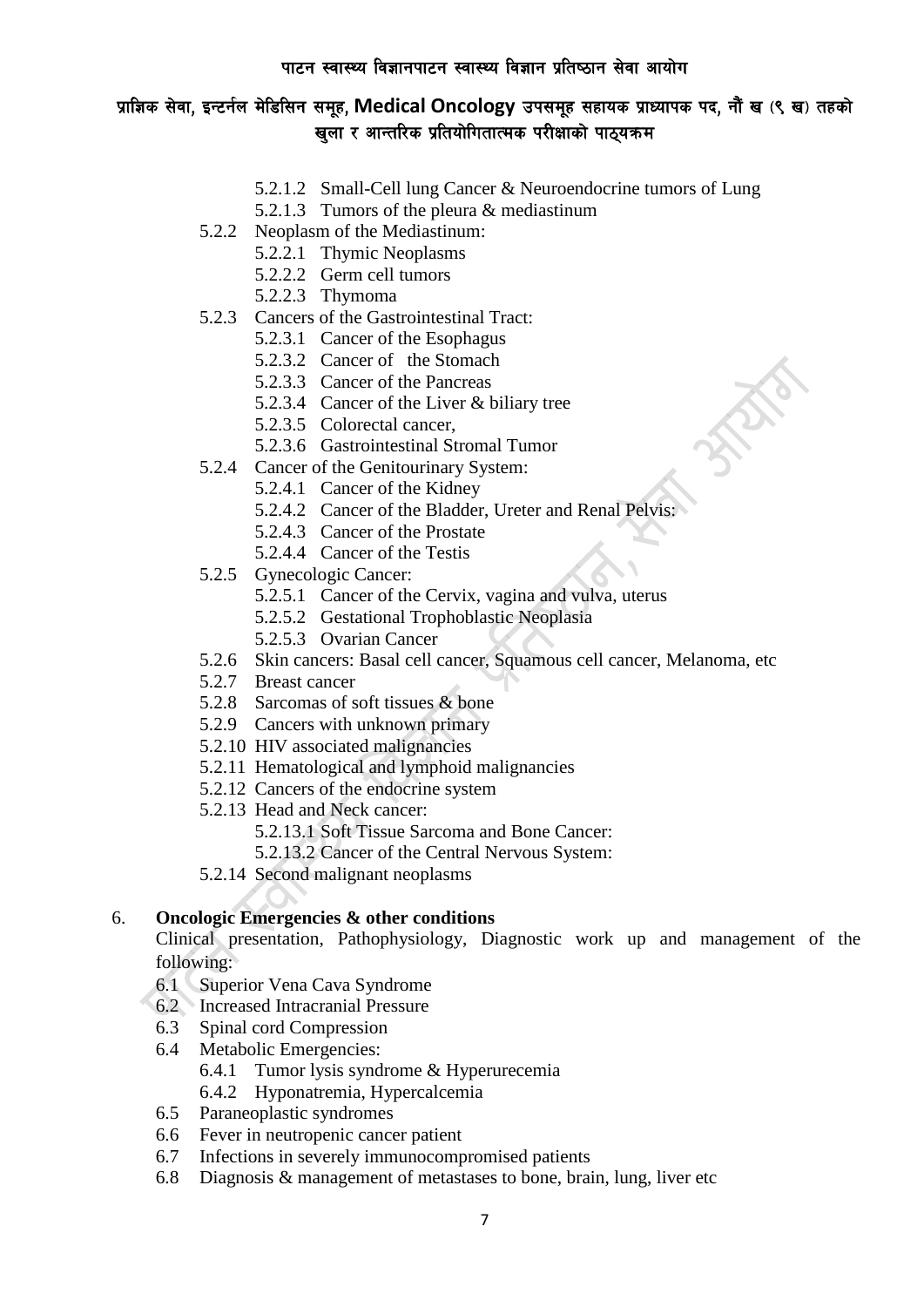- 5.2.1.2 Small-Cell lung Cancer & Neuroendocrine tumors of Lung
- 5.2.1.3 Tumors of the pleura & mediastinum
- 5.2.2 Neoplasm of the Mediastinum:
  - 5.2.2.1 Thymic Neoplasms
  - 5.2.2.2 Germ cell tumors
  - 5.2.2.3 Thymoma
- 5.2.3 Cancers of the Gastrointestinal Tract:
  - 5.2.3.1 Cancer of the Esophagus
  - 5.2.3.2 Cancer of the Stomach
  - 5.2.3.3 Cancer of the Pancreas
  - 5.2.3.4 Cancer of the Liver & biliary tree
  - 5.2.3.5 Colorectal cancer,
  - 5.2.3.6 Gastrointestinal Stromal Tumor
- 5.2.4 Cancer of the Genitourinary System:
  - 5.2.4.1 Cancer of the Kidney
  - 5.2.4.2 Cancer of the Bladder, Ureter and Renal Pelvis:
  - 5.2.4.3 Cancer of the Prostate
  - 5.2.4.4 Cancer of the Testis
- 5.2.5 Gynecologic Cancer:
  - 5.2.5.1 Cancer of the Cervix, vagina and vulva, uterus
  - 5.2.5.2 Gestational Trophoblastic Neoplasia
  - 5.2.5.3 Ovarian Cancer
- 5.2.6 Skin cancers: Basal cell cancer, Squamous cell cancer, Melanoma, etc
- 5.2.7 Breast cancer
- 5.2.8 Sarcomas of soft tissues & bone
- 5.2.9 Cancers with unknown primary
- 5.2.10 HIV associated malignancies
- 5.2.11 Hematological and lymphoid malignancies
- 5.2.12 Cancers of the endocrine system
- 5.2.13 Head and Neck cancer:
  - 5.2.13.1 Soft Tissue Sarcoma and Bone Cancer:
  - 5.2.13.2 Cancer of the Central Nervous System:
- 5.2.14 Second malignant neoplasms

6. **Oncologic Emergencies & other conditions**

Clinical presentation, Pathophysiology, Diagnostic work up and management of the following:

- 6.1 Superior Vena Cava Syndrome
- 6.2 Increased Intracranial Pressure
- 6.3 Spinal cord Compression
- 6.4 Metabolic Emergencies:
  - 6.4.1 Tumor lysis syndrome & Hyperurecemia
  - 6.4.2 Hyponatremia, Hypercalcemia
- 6.5 Paraneoplastic syndromes
- 6.6 Fever in neutropenic cancer patient
- 6.7 Infections in severely immunocompromised patients
- 6.8 Diagnosis & management of metastases to bone, brain, lung, liver etc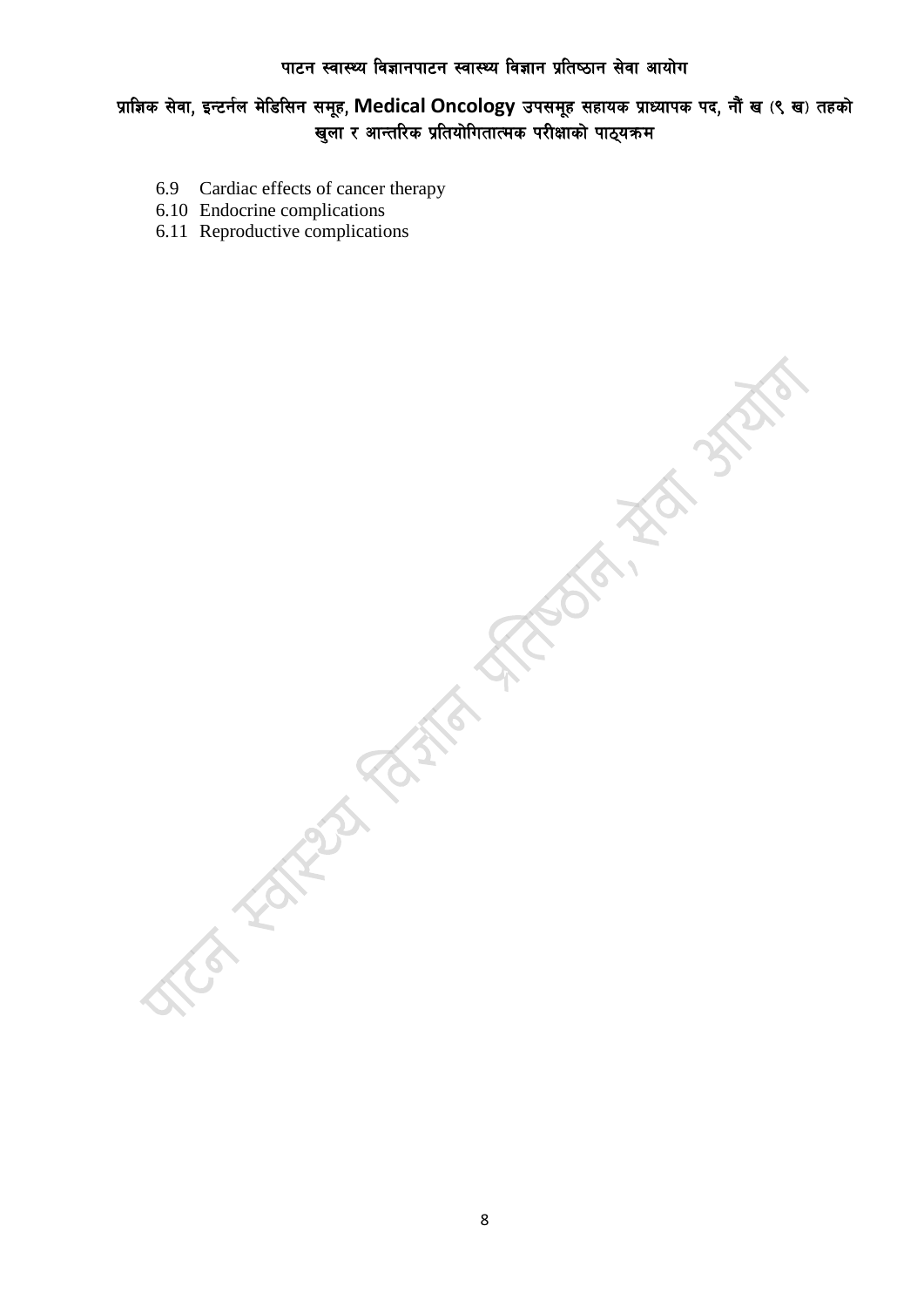6.9 Cardiac effects of cancer therapy
6.10 Endocrine complications
6.11 Reproductive complications